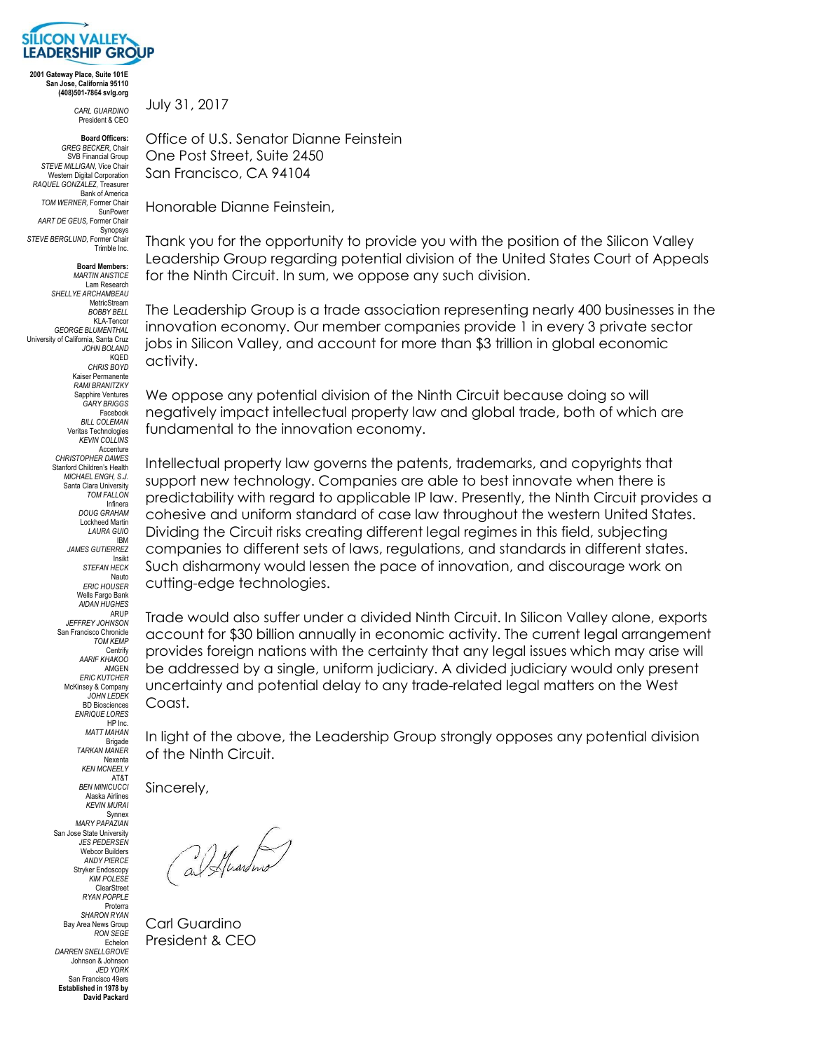**SILICON VALLEY LEADERSHIP GROUP**

**2001 Gateway Place, Suite 101E**
**San Jose, California 95110**
**(408)501-7864 svlg.org**

*CARL GUARDINO*
President & CEO

**Board Officers:**
*GREG BECKER*, Chair
SVB Financial Group
*STEVE MILLIGAN*, Vice Chair
Western Digital Corporation
*RAQUEL GONZALEZ*, Treasurer
Bank of America
*TOM WERNER*, Former Chair
SunPower
*AART DE GEUS*, Former Chair
Synopsys
*STEVE BERGLUND*, Former Chair
Trimble Inc.

**Board Members:**
*MARTIN ANSTICE*
Lam Research
*SHELLYE ARCHAMBEAU*
MetricStream
*BOBBY BELL*
KLA-Tencor
*GEORGE BLUMENTHAL*
University of California, Santa Cruz
*JOHN BOLAND*
KQED
*CHRIS BOYD*
Kaiser Permanente
*RAMI BRANITZKY*
Sapphire Ventures
*GARY BRIGGS*
Facebook
*BILL COLEMAN*
Veritas Technologies
*KEVIN COLLINS*
Accenture
*CHRISTOPHER DAWES*
Stanford Children's Health
*MICHAEL ENGH, S.J.*
Santa Clara University
*TOM FALLON*
Infinera
*DOUG GRAHAM*
Lockheed Martin
*LAURA GUIO*
IBM
*JAMES GUTIERREZ*
Insikt
*STEFAN HECK*
Nauto
*ERIC HOUSER*
Wells Fargo Bank
*AIDAN HUGHES*
ARUP
*JEFFREY JOHNSON*
San Francisco Chronicle
*TOM KEMP*
Centrify
*AARIF KHAKOO*
AMGEN
*ERIC KUTCHER*
McKinsey & Company
*JOHN LEDEK*
BD Biosciences
*ENRIQUE LORES*
HP Inc.
*MATT MAHAN*
Brigade
*TARKAN MANER*
Nexenta
*KEN MCNEELY*
AT&T
*BEN MINICUCCI*
Alaska Airlines
*KEVIN MURAI*
Synnex
*MARY PAPAZIAN*
San Jose State University
*JES PEDERSEN*
Webcor Builders
*ANDY PIERCE*
Stryker Endoscopy
*KIM POLESE*
ClearStreet
*RYAN POPPLE*
Proterra
*SHARON RYAN*
Bay Area News Group
*RON SEGE*
Echelon
*DARREN SNELLGROVE*
Johnson & Johnson
*JED YORK*
San Francisco 49ers
**Established in 1978 by David Packard**

July 31, 2017

Office of U.S. Senator Dianne Feinstein
One Post Street, Suite 2450
San Francisco, CA 94104

Honorable Dianne Feinstein,

Thank you for the opportunity to provide you with the position of the Silicon Valley Leadership Group regarding potential division of the United States Court of Appeals for the Ninth Circuit. In sum, we oppose any such division.

The Leadership Group is a trade association representing nearly 400 businesses in the innovation economy. Our member companies provide 1 in every 3 private sector jobs in Silicon Valley, and account for more than $3 trillion in global economic activity.

We oppose any potential division of the Ninth Circuit because doing so will negatively impact intellectual property law and global trade, both of which are fundamental to the innovation economy.

Intellectual property law governs the patents, trademarks, and copyrights that support new technology. Companies are able to best innovate when there is predictability with regard to applicable IP law. Presently, the Ninth Circuit provides a cohesive and uniform standard of case law throughout the western United States. Dividing the Circuit risks creating different legal regimes in this field, subjecting companies to different sets of laws, regulations, and standards in different states. Such disharmony would lessen the pace of innovation, and discourage work on cutting-edge technologies.

Trade would also suffer under a divided Ninth Circuit. In Silicon Valley alone, exports account for $30 billion annually in economic activity. The current legal arrangement provides foreign nations with the certainty that any legal issues which may arise will be addressed by a single, uniform judiciary. A divided judiciary would only present uncertainty and potential delay to any trade-related legal matters on the West Coast.

In light of the above, the Leadership Group strongly opposes any potential division of the Ninth Circuit.

Sincerely,

Carl Guardino
President & CEO